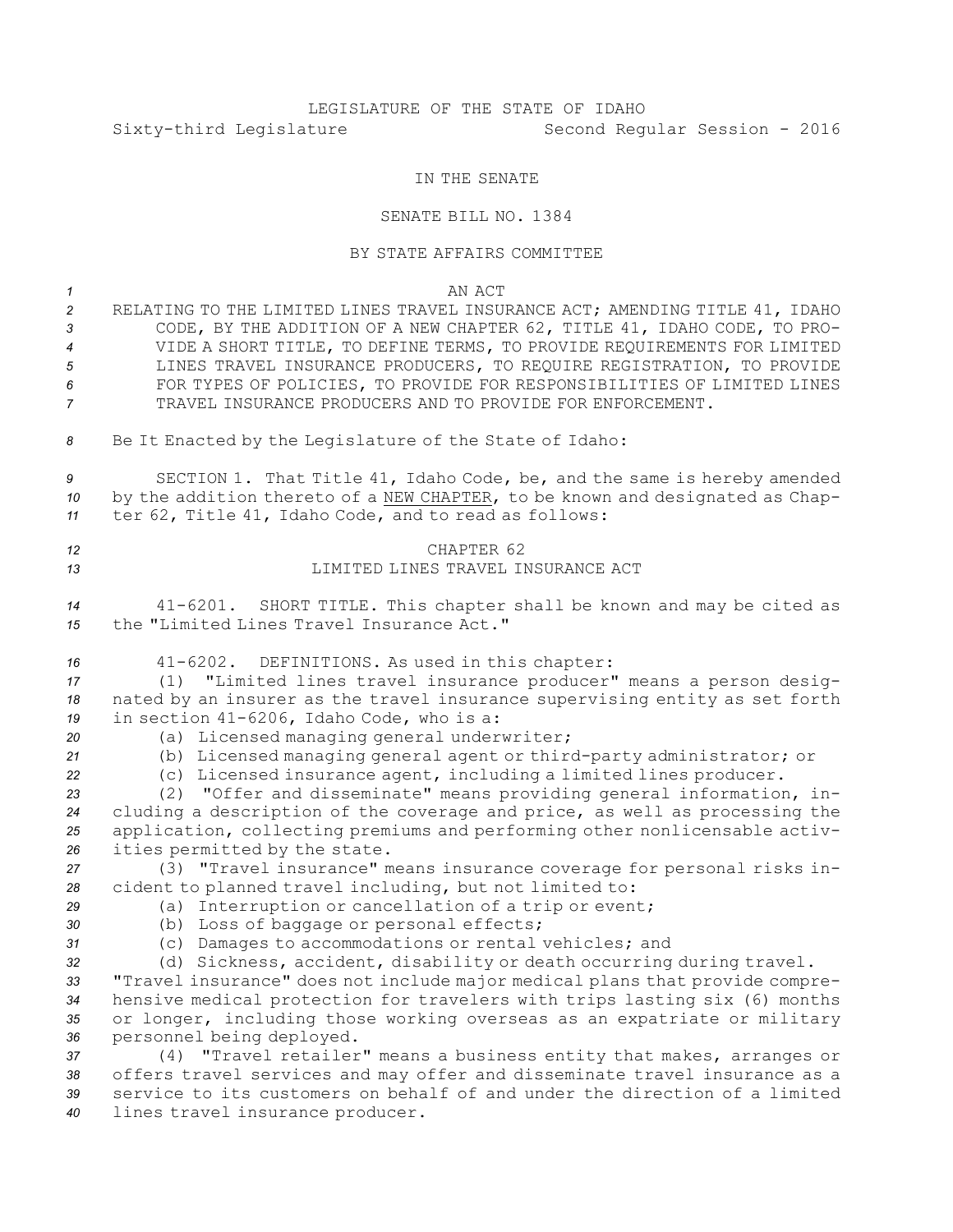LEGISLATURE OF THE STATE OF IDAHO

Sixty-third Legislature Second Regular Session - 2016

IN THE SENATE

SENATE BILL NO. 1384

BY STATE AFFAIRS COMMITTEE

AN ACT

RELATING TO THE LIMITED LINES TRAVEL INSURANCE ACT; AMENDING TITLE 41, IDAHO CODE, BY THE ADDITION OF A NEW CHAPTER 62, TITLE 41, IDAHO CODE, TO PROVIDE A SHORT TITLE, TO DEFINE TERMS, TO PROVIDE REQUIREMENTS FOR LIMITED LINES TRAVEL INSURANCE PRODUCERS, TO REQUIRE REGISTRATION, TO PROVIDE FOR TYPES OF POLICIES, TO PROVIDE FOR RESPONSIBILITIES OF LIMITED LINES TRAVEL INSURANCE PRODUCERS AND TO PROVIDE FOR ENFORCEMENT.

Be It Enacted by the Legislature of the State of Idaho:

SECTION 1. That Title 41, Idaho Code, be, and the same is hereby amended by the addition thereto of a NEW CHAPTER, to be known and designated as Chapter 62, Title 41, Idaho Code, and to read as follows:

CHAPTER 62
LIMITED LINES TRAVEL INSURANCE ACT

41-6201. SHORT TITLE. This chapter shall be known and may be cited as the "Limited Lines Travel Insurance Act."

41-6202. DEFINITIONS. As used in this chapter:

(1) "Limited lines travel insurance producer" means a person designated by an insurer as the travel insurance supervising entity as set forth in section 41-6206, Idaho Code, who is a:

(a) Licensed managing general underwriter;

(b) Licensed managing general agent or third-party administrator; or

(c) Licensed insurance agent, including a limited lines producer.

(2) "Offer and disseminate" means providing general information, including a description of the coverage and price, as well as processing the application, collecting premiums and performing other nonlicensable activities permitted by the state.

(3) "Travel insurance" means insurance coverage for personal risks incident to planned travel including, but not limited to:

(a) Interruption or cancellation of a trip or event;

(b) Loss of baggage or personal effects;

(c) Damages to accommodations or rental vehicles; and

(d) Sickness, accident, disability or death occurring during travel.

"Travel insurance" does not include major medical plans that provide comprehensive medical protection for travelers with trips lasting six (6) months or longer, including those working overseas as an expatriate or military personnel being deployed.

(4) "Travel retailer" means a business entity that makes, arranges or offers travel services and may offer and disseminate travel insurance as a service to its customers on behalf of and under the direction of a limited lines travel insurance producer.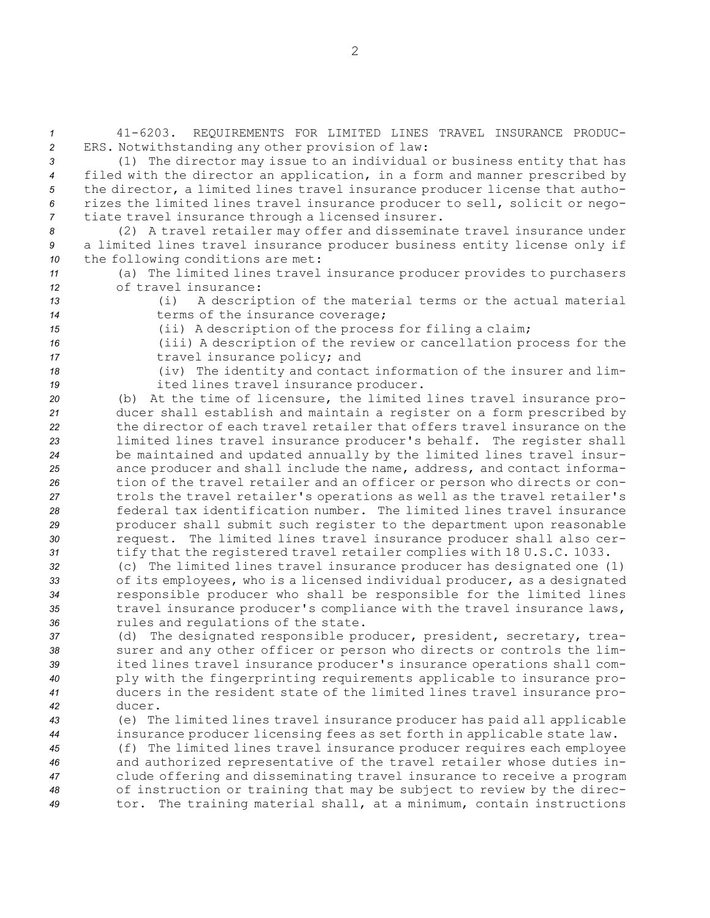41-6203. REQUIREMENTS FOR LIMITED LINES TRAVEL INSURANCE PRODUCERS. Notwithstanding any other provision of law:

(1) The director may issue to an individual or business entity that has filed with the director an application, in a form and manner prescribed by the director, a limited lines travel insurance producer license that authorizes the limited lines travel insurance producer to sell, solicit or negotiate travel insurance through a licensed insurer.

(2) A travel retailer may offer and disseminate travel insurance under a limited lines travel insurance producer business entity license only if the following conditions are met:

(a) The limited lines travel insurance producer provides to purchasers of travel insurance:

(i) A description of the material terms or the actual material terms of the insurance coverage;

(ii) A description of the process for filing a claim;

(iii) A description of the review or cancellation process for the travel insurance policy; and

(iv) The identity and contact information of the insurer and limited lines travel insurance producer.

(b) At the time of licensure, the limited lines travel insurance producer shall establish and maintain a register on a form prescribed by the director of each travel retailer that offers travel insurance on the limited lines travel insurance producer's behalf. The register shall be maintained and updated annually by the limited lines travel insurance producer and shall include the name, address, and contact information of the travel retailer and an officer or person who directs or controls the travel retailer's operations as well as the travel retailer's federal tax identification number. The limited lines travel insurance producer shall submit such register to the department upon reasonable request. The limited lines travel insurance producer shall also certify that the registered travel retailer complies with 18 U.S.C. 1033.

(c) The limited lines travel insurance producer has designated one (1) of its employees, who is a licensed individual producer, as a designated responsible producer who shall be responsible for the limited lines travel insurance producer's compliance with the travel insurance laws, rules and regulations of the state.

(d) The designated responsible producer, president, secretary, treasurer and any other officer or person who directs or controls the limited lines travel insurance producer's insurance operations shall comply with the fingerprinting requirements applicable to insurance producers in the resident state of the limited lines travel insurance producer.

(e) The limited lines travel insurance producer has paid all applicable insurance producer licensing fees as set forth in applicable state law.

(f) The limited lines travel insurance producer requires each employee and authorized representative of the travel retailer whose duties include offering and disseminating travel insurance to receive a program of instruction or training that may be subject to review by the director. The training material shall, at a minimum, contain instructions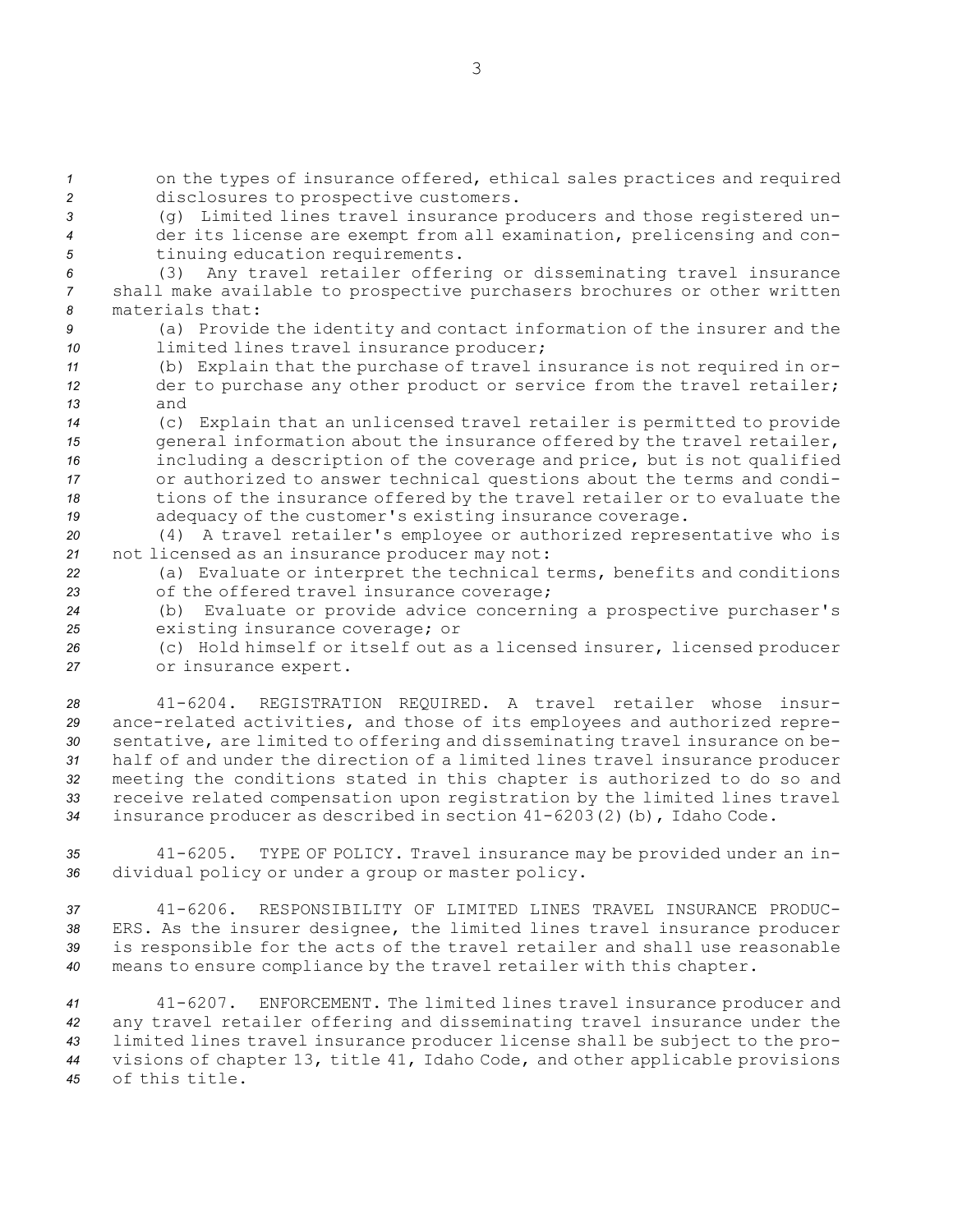on the types of insurance offered, ethical sales practices and required disclosures to prospective customers.

(g) Limited lines travel insurance producers and those registered under its license are exempt from all examination, prelicensing and continuing education requirements.

(3) Any travel retailer offering or disseminating travel insurance shall make available to prospective purchasers brochures or other written materials that:

(a) Provide the identity and contact information of the insurer and the limited lines travel insurance producer;

(b) Explain that the purchase of travel insurance is not required in order to purchase any other product or service from the travel retailer; and

(c) Explain that an unlicensed travel retailer is permitted to provide general information about the insurance offered by the travel retailer, including a description of the coverage and price, but is not qualified or authorized to answer technical questions about the terms and conditions of the insurance offered by the travel retailer or to evaluate the adequacy of the customer's existing insurance coverage.

(4) A travel retailer's employee or authorized representative who is not licensed as an insurance producer may not:

(a) Evaluate or interpret the technical terms, benefits and conditions of the offered travel insurance coverage;

(b) Evaluate or provide advice concerning a prospective purchaser's existing insurance coverage; or

(c) Hold himself or itself out as a licensed insurer, licensed producer or insurance expert.

41-6204. REGISTRATION REQUIRED. A travel retailer whose insurance-related activities, and those of its employees and authorized representative, are limited to offering and disseminating travel insurance on behalf of and under the direction of a limited lines travel insurance producer meeting the conditions stated in this chapter is authorized to do so and receive related compensation upon registration by the limited lines travel insurance producer as described in section 41-6203(2)(b), Idaho Code.

41-6205. TYPE OF POLICY. Travel insurance may be provided under an individual policy or under a group or master policy.

41-6206. RESPONSIBILITY OF LIMITED LINES TRAVEL INSURANCE PRODUCERS. As the insurer designee, the limited lines travel insurance producer is responsible for the acts of the travel retailer and shall use reasonable means to ensure compliance by the travel retailer with this chapter.

41-6207. ENFORCEMENT. The limited lines travel insurance producer and any travel retailer offering and disseminating travel insurance under the limited lines travel insurance producer license shall be subject to the provisions of chapter 13, title 41, Idaho Code, and other applicable provisions of this title.